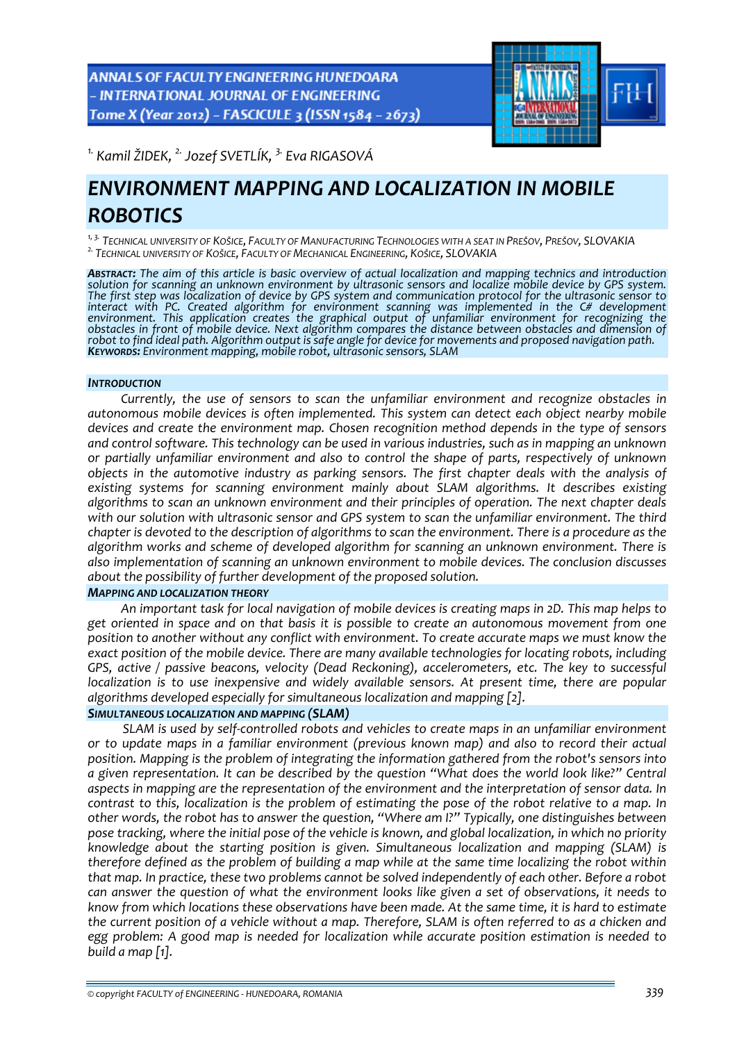[1.] Kamil ŽIDEK, [2.] Jozef SVETLÍK, [3.] Eva RIGASOVÁ

# ENVIRONMENT MAPPING AND LOCALIZATION IN MOBILE ROBOTICS

[1, 3.] TECHNICAL UNIVERSITY OF KOŠICE, FACULTY OF MANUFACTURING TECHNOLOGIES WITH A SEAT IN PREŠOV, PREŠOV, SLOVAKIA
[2.] TECHNICAL UNIVERSITY OF KOŠICE, FACULTY OF MECHANICAL ENGINEERING, KOŠICE, SLOVAKIA

**ABSTRACT:** *The aim of this article is basic overview of actual localization and mapping technics and introduction solution for scanning an unknown environment by ultrasonic sensors and localize mobile device by GPS system. The first step was localization of device by GPS system and communication protocol for the ultrasonic sensor to interact with PC. Created algorithm for environment scanning was implemented in the C# development environment. This application creates the graphical output of unfamiliar environment for recognizing the obstacles in front of mobile device. Next algorithm compares the distance between obstacles and dimension of robot to find ideal path. Algorithm output is safe angle for device for movements and proposed navigation path.*
**KEYWORDS:** *Environment mapping, mobile robot, ultrasonic sensors, SLAM*

## INTRODUCTION

*Currently, the use of sensors to scan the unfamiliar environment and recognize obstacles in autonomous mobile devices is often implemented. This system can detect each object nearby mobile devices and create the environment map. Chosen recognition method depends in the type of sensors and control software. This technology can be used in various industries, such as in mapping an unknown or partially unfamiliar environment and also to control the shape of parts, respectively of unknown objects in the automotive industry as parking sensors. The first chapter deals with the analysis of existing systems for scanning environment mainly about SLAM algorithms. It describes existing algorithms to scan an unknown environment and their principles of operation. The next chapter deals with our solution with ultrasonic sensor and GPS system to scan the unfamiliar environment. The third chapter is devoted to the description of algorithms to scan the environment. There is a procedure as the algorithm works and scheme of developed algorithm for scanning an unknown environment. There is also implementation of scanning an unknown environment to mobile devices. The conclusion discusses about the possibility of further development of the proposed solution.*

## MAPPING AND LOCALIZATION THEORY

*An important task for local navigation of mobile devices is creating maps in 2D. This map helps to get oriented in space and on that basis it is possible to create an autonomous movement from one position to another without any conflict with environment. To create accurate maps we must know the exact position of the mobile device. There are many available technologies for locating robots, including GPS, active / passive beacons, velocity (Dead Reckoning), accelerometers, etc. The key to successful localization is to use inexpensive and widely available sensors. At present time, there are popular algorithms developed especially for simultaneous localization and mapping [2].*

## SIMULTANEOUS LOCALIZATION AND MAPPING (SLAM)

*SLAM is used by self-controlled robots and vehicles to create maps in an unfamiliar environment or to update maps in a familiar environment (previous known map) and also to record their actual position. Mapping is the problem of integrating the information gathered from the robot's sensors into a given representation. It can be described by the question "What does the world look like?" Central aspects in mapping are the representation of the environment and the interpretation of sensor data. In contrast to this, localization is the problem of estimating the pose of the robot relative to a map. In other words, the robot has to answer the question, "Where am I?" Typically, one distinguishes between pose tracking, where the initial pose of the vehicle is known, and global localization, in which no priority knowledge about the starting position is given. Simultaneous localization and mapping (SLAM) is therefore defined as the problem of building a map while at the same time localizing the robot within that map. In practice, these two problems cannot be solved independently of each other. Before a robot can answer the question of what the environment looks like given a set of observations, it needs to know from which locations these observations have been made. At the same time, it is hard to estimate the current position of a vehicle without a map. Therefore, SLAM is often referred to as a chicken and egg problem: A good map is needed for localization while accurate position estimation is needed to build a map [1].*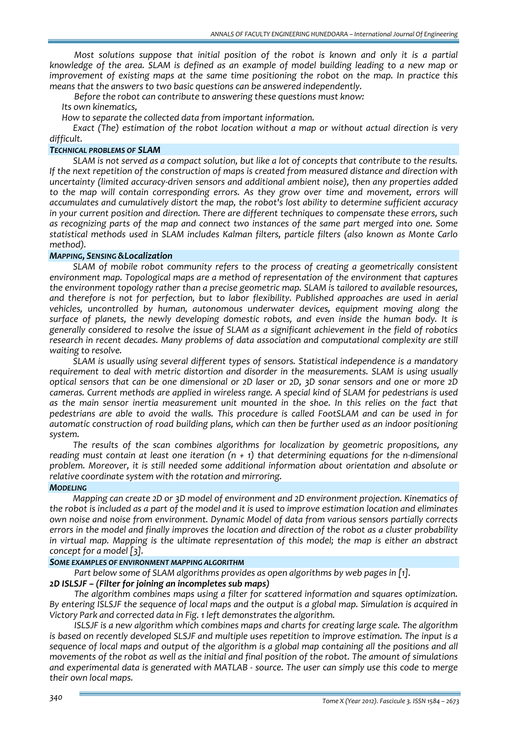*Most solutions suppose that initial position of the robot is known and only it is a partial knowledge of the area. SLAM is defined as an example of model building leading to a new map or improvement of existing maps at the same time positioning the robot on the map. In practice this means that the answers to two basic questions can be answered independently.*

*Before the robot can contribute to answering these questions must know:*

*Its own kinematics,*

*How to separate the collected data from important information.*

*Exact (The) estimation of the robot location without a map or without actual direction is very difficult.*

### *TECHNICAL PROBLEMS OF SLAM*

*SLAM is not served as a compact solution, but like a lot of concepts that contribute to the results. If the next repetition of the construction of maps is created from measured distance and direction with uncertainty (limited accuracy-driven sensors and additional ambient noise), then any properties added to the map will contain corresponding errors. As they grow over time and movement, errors will accumulates and cumulatively distort the map, the robot's lost ability to determine sufficient accuracy in your current position and direction. There are different techniques to compensate these errors, such as recognizing parts of the map and connect two instances of the same part merged into one. Some statistical methods used in SLAM includes Kalman filters, particle filters (also known as Monte Carlo method).*

### *MAPPING, SENSING &Localization*

*SLAM of mobile robot community refers to the process of creating a geometrically consistent environment map. Topological maps are a method of representation of the environment that captures the environment topology rather than a precise geometric map. SLAM is tailored to available resources, and therefore is not for perfection, but to labor flexibility. Published approaches are used in aerial vehicles, uncontrolled by human, autonomous underwater devices, equipment moving along the surface of planets, the newly developing domestic robots, and even inside the human body. It is generally considered to resolve the issue of SLAM as a significant achievement in the field of robotics research in recent decades. Many problems of data association and computational complexity are still waiting to resolve.*

*SLAM is usually using several different types of sensors. Statistical independence is a mandatory requirement to deal with metric distortion and disorder in the measurements. SLAM is using usually optical sensors that can be one dimensional or 2D laser or 2D, 3D sonar sensors and one or more 2D cameras. Current methods are applied in wireless range. A special kind of SLAM for pedestrians is used as the main sensor inertia measurement unit mounted in the shoe. In this relies on the fact that pedestrians are able to avoid the walls. This procedure is called FootSLAM and can be used in for automatic construction of road building plans, which can then be further used as an indoor positioning system.*

*The results of the scan combines algorithms for localization by geometric propositions, any reading must contain at least one iteration ($n + 1$) that determining equations for the n-dimensional problem. Moreover, it is still needed some additional information about orientation and absolute or relative coordinate system with the rotation and mirroring.*

### *MODELING*

*Mapping can create 2D or 3D model of environment and 2D environment projection. Kinematics of the robot is included as a part of the model and it is used to improve estimation location and eliminates own noise and noise from environment. Dynamic Model of data from various sensors partially corrects errors in the model and finally improves the location and direction of the robot as a cluster probability in virtual map. Mapping is the ultimate representation of this model; the map is either an abstract concept for a model [3].*

### *SOME EXAMPLES OF ENVIRONMENT MAPPING ALGORITHM*

*Part below some of SLAM algorithms provides as open algorithms by web pages in [1].*

#### ***2D ISLSJF – (Filter for joining an incompletes sub maps)***

*The algorithm combines maps using a filter for scattered information and squares optimization. By entering ISLSJF the sequence of local maps and the output is a global map. Simulation is acquired in Victory Park and corrected data in Fig. 1 left demonstrates the algorithm.*

*ISLSJF is a new algorithm which combines maps and charts for creating large scale. The algorithm is based on recently developed SLSJF and multiple uses repetition to improve estimation. The input is a sequence of local maps and output of the algorithm is a global map containing all the positions and all movements of the robot as well as the initial and final position of the robot. The amount of simulations and experimental data is generated with MATLAB - source. The user can simply use this code to merge their own local maps.*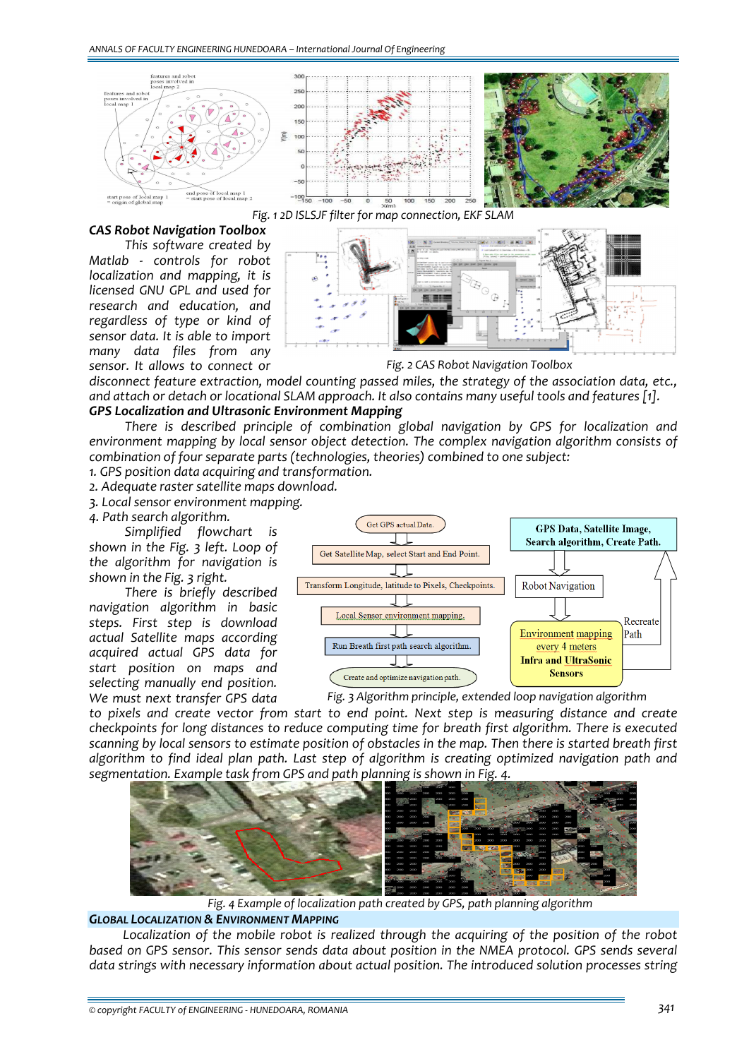Fig. 1 2D ISLSJF filter for map connection, EKF SLAM

### *CAS Robot Navigation Toolbox*

*This software created by Matlab - controls for robot localization and mapping, it is licensed GNU GPL and used for research and education, and regardless of type or kind of sensor data. It is able to import many data files from any sensor. It allows to connect or disconnect feature extraction, model counting passed miles, the strategy of the association data, etc., and attach or detach or locational SLAM approach. It also contains many useful tools and features [1].*

Fig. 2 CAS Robot Navigation Toolbox

### *GPS Localization and Ultrasonic Environment Mapping*

*There is described principle of combination global navigation by GPS for localization and environment mapping by local sensor object detection. The complex navigation algorithm consists of combination of four separate parts (technologies, theories) combined to one subject:*

*1. GPS position data acquiring and transformation.*
*2. Adequate raster satellite maps download.*
*3. Local sensor environment mapping.*
*4. Path search algorithm.*

*Simplified flowchart is shown in the Fig. 3 left. Loop of the algorithm for navigation is shown in the Fig. 3 right.*

*There is briefly described navigation algorithm in basic steps. First step is download actual Satellite maps according acquired actual GPS data for start position on maps and selecting manually end position. We must next transfer GPS data to pixels and create vector from start to end point. Next step is measuring distance and create checkpoints for long distances to reduce computing time for breath first algorithm. There is executed scanning by local sensors to estimate position of obstacles in the map. Then there is started breath first algorithm to find ideal plan path. Last step of algorithm is creating optimized navigation path and segmentation. Example task from GPS and path planning is shown in Fig. 4.*

Fig. 3 Algorithm principle, extended loop navigation algorithm

Fig. 4 Example of localization path created by GPS, path planning algorithm

## GLOBAL LOCALIZATION & ENVIRONMENT MAPPING

*Localization of the mobile robot is realized through the acquiring of the position of the robot based on GPS sensor. This sensor sends data about position in the NMEA protocol. GPS sends several data strings with necessary information about actual position. The introduced solution processes string*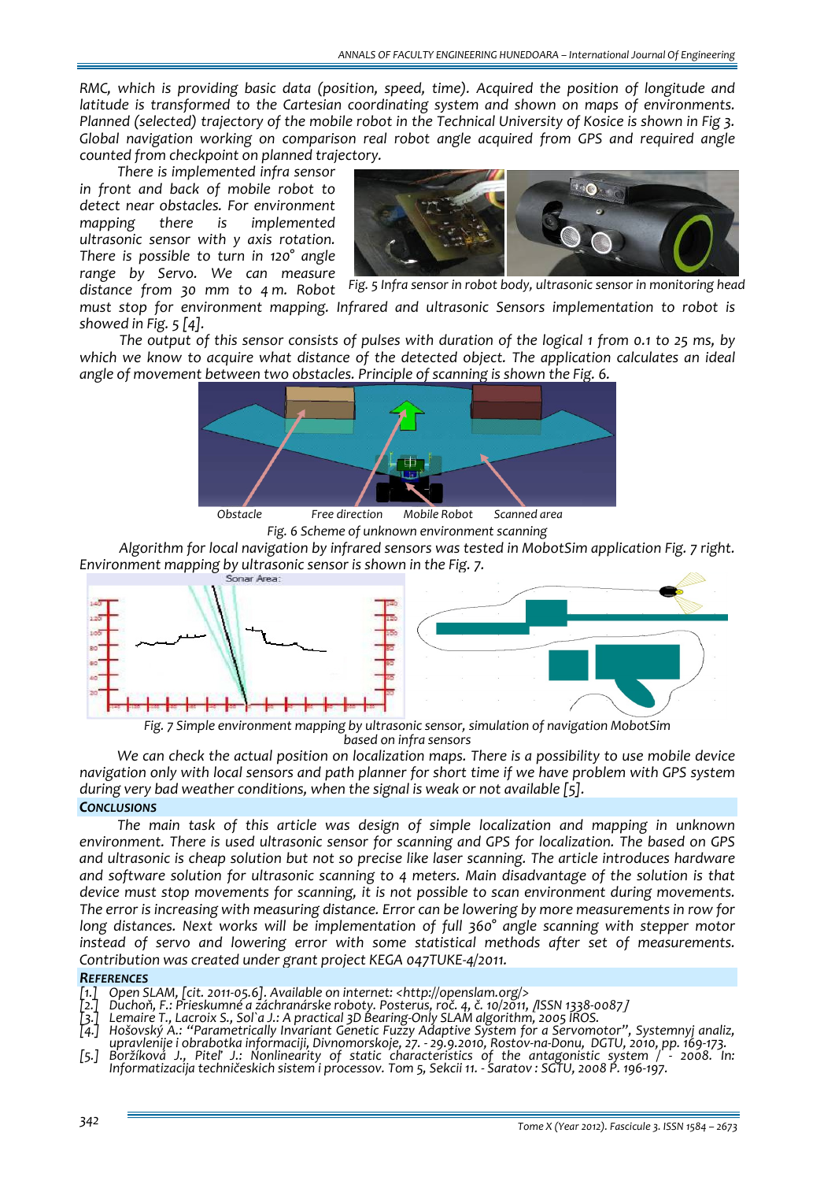*RMC, which is providing basic data (position, speed, time). Acquired the position of longitude and latitude is transformed to the Cartesian coordinating system and shown on maps of environments. Planned (selected) trajectory of the mobile robot in the Technical University of Kosice is shown in Fig 3. Global navigation working on comparison real robot angle acquired from GPS and required angle counted from checkpoint on planned trajectory.*

*There is implemented infra sensor in front and back of mobile robot to detect near obstacles. For environment mapping there is implemented ultrasonic sensor with y axis rotation. There is possible to turn in 120° angle range by Servo. We can measure distance from 30 mm to 4 m. Robot must stop for environment mapping. Infrared and ultrasonic Sensors implementation to robot is showed in Fig. 5 [4].*

*Fig. 5 Infra sensor in robot body, ultrasonic sensor in monitoring head*

*The output of this sensor consists of pulses with duration of the logical 1 from 0.1 to 25 ms, by which we know to acquire what distance of the detected object. The application calculates an ideal angle of movement between two obstacles. Principle of scanning is shown the Fig. 6.*

Obstacle
Free direction
Mobile Robot
Scanned area

*Fig. 6 Scheme of unknown environment scanning*

*Algorithm for local navigation by infrared sensors was tested in MobotSim application Fig. 7 right. Environment mapping by ultrasonic sensor is shown in the Fig. 7.*

Sonar Area:

*Fig. 7 Simple environment mapping by ultrasonic sensor, simulation of navigation MobotSim based on infra sensors*

*We can check the actual position on localization maps. There is a possibility to use mobile device navigation only with local sensors and path planner for short time if we have problem with GPS system during very bad weather conditions, when the signal is weak or not available [5].*

## CONCLUSIONS

*The main task of this article was design of simple localization and mapping in unknown environment. There is used ultrasonic sensor for scanning and GPS for localization. The based on GPS and ultrasonic is cheap solution but not so precise like laser scanning. The article introduces hardware and software solution for ultrasonic scanning to 4 meters. Main disadvantage of the solution is that device must stop movements for scanning, it is not possible to scan environment during movements. The error is increasing with measuring distance. Error can be lowering by more measurements in row for long distances. Next works will be implementation of full 360° angle scanning with stepper motor instead of servo and lowering error with some statistical methods after set of measurements. Contribution was created under grant project KEGA 047TUKE-4/2011.*

## REFERENCES

[1.] Open SLAM, [cit. 2011-05.6]. Available on internet: <http://openslam.org/>
[2.] Duchoň, F.: Prieskumné a záchranárske roboty. Posterus, roč. 4, č. 10/2011, /ISSN 1338-0087/
[3.] Lemaire T., Lacroix S., Sol`a J.: A practical 3D Bearing-Only SLAM algorithm, 2005 IROS.
[4.] Hošovský A.: "Parametrically Invariant Genetic Fuzzy Adaptive System for a Servomotor", Systemnyj analiz, upravlenije i obrabotka informaciji, Divnomorskoje, 27. - 29.9.2010, Rostov-na-Donu, DGTU, 2010, pp. 169-173.
[5.] Boržíková J., Piteľ J.: Nonlinearity of static characteristics of the antagonistic system / - 2008. In: Informatizacija techničeskich sistem i processov. Tom 5, Sekcii 11. - Saratov : SGTU, 2008 P. 196-197.